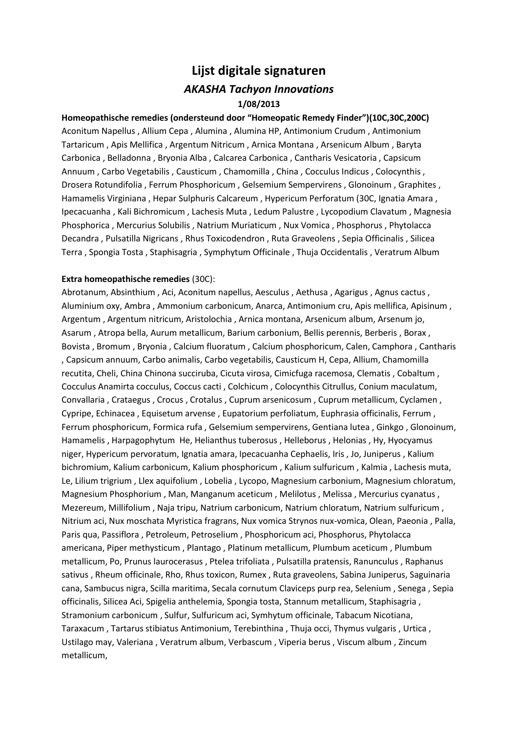# Lijst digitale signaturen

## *AKASHA Tachyon Innovations*

**1/08/2013**

**Homeopathische remedies (ondersteund door "Homeopatic Remedy Finder")(10C,30C,200C)**
Aconitum Napellus , Allium Cepa , Alumina , Alumina HP, Antimonium Crudum , Antimonium Tartaricum , Apis Mellifica , Argentum Nitricum , Arnica Montana , Arsenicum Album , Baryta Carbonica , Belladonna , Bryonia Alba , Calcarea Carbonica , Cantharis Vesicatoria , Capsicum Annuum , Carbo Vegetabilis , Causticum , Chamomilla , China , Cocculus Indicus , Colocynthis , Drosera Rotundifolia , Ferrum Phosphoricum , Gelsemium Sempervirens , Glonoinum , Graphites , Hamamelis Virginiana , Hepar Sulphuris Calcareum , Hypericum Perforatum (30C, Ignatia Amara , Ipecacuanha , Kali Bichromicum , Lachesis Muta , Ledum Palustre , Lycopodium Clavatum , Magnesia Phosphorica , Mercurius Solubilis , Natrium Muriaticum , Nux Vomica , Phosphorus , Phytolacca Decandra , Pulsatilla Nigricans , Rhus Toxicodendron , Ruta Graveolens , Sepia Officinalis , Silicea Terra , Spongia Tosta , Staphisagria , Symphytum Officinale , Thuja Occidentalis , Veratrum Album

**Extra homeopathische remedies** (30C):
Abrotanum, Absinthium , Aci, Aconitum napellus, Aesculus , Aethusa , Agarigus , Agnus cactus , Aluminium oxy, Ambra , Ammonium carbonicum, Anarca, Antimonium cru, Apis mellifica, Apisinum , Argentum , Argentum nitricum, Aristolochia , Arnica montana, Arsenicum album, Arsenum jo, Asarum , Atropa bella, Aurum metallicum, Barium carbonium, Bellis perennis, Berberis , Borax , Bovista , Bromum , Bryonia , Calcium fluoratum , Calcium phosphoricum, Calen, Camphora , Cantharis , Capsicum annuum, Carbo animalis, Carbo vegetabilis, Causticum H, Cepa, Allium, Chamomilla recutita, Cheli, China Chinona succiruba, Cicuta virosa, Cimicfuga racemosa, Clematis , Cobaltum , Cocculus Anamirta cocculus, Coccus cacti , Colchicum , Colocynthis Citrullus, Conium maculatum, Convallaria , Crataegus , Crocus , Crotalus , Cuprum arsenicosum , Cuprum metallicum, Cyclamen , Cypripe, Echinacea , Equisetum arvense , Eupatorium perfoliatum, Euphrasia officinalis, Ferrum , Ferrum phosphoricum, Formica rufa , Gelsemium sempervirens, Gentiana lutea , Ginkgo , Glonoinum, Hamamelis , Harpagophytum He, Helianthus tuberosus , Helleborus , Helonias , Hy, Hyocyamus niger, Hypericum pervoratum, Ignatia amara, Ipecacuanha Cephaelis, Iris , Jo, Juniperus , Kalium bichromium, Kalium carbonicum, Kalium phosphoricum , Kalium sulfuricum , Kalmia , Lachesis muta, Le, Lilium trigrium , Llex aquifolium , Lobelia , Lycopo, Magnesium carbonium, Magnesium chloratum, Magnesium Phosphorium , Man, Manganum aceticum , Melilotus , Melissa , Mercurius cyanatus , Mezereum, Millifolium , Naja tripu, Natrium carbonicum, Natrium chloratum, Natrium sulfuricum , Nitrium aci, Nux moschata Myristica fragrans, Nux vomica Strynos nux-vomica, Olean, Paeonia , Palla, Paris qua, Passiflora , Petroleum, Petroselium , Phosphoricum aci, Phosphorus, Phytolacca americana, Piper methysticum , Plantago , Platinum metallicum, Plumbum aceticum , Plumbum metallicum, Po, Prunus laurocerasus , Ptelea trifoliata , Pulsatilla pratensis, Ranunculus , Raphanus sativus , Rheum officinale, Rho, Rhus toxicon, Rumex , Ruta graveolens, Sabina Juniperus, Saguinaria cana, Sambucus nigra, Scilla maritima, Secala cornutum Claviceps purp rea, Selenium , Senega , Sepia officinalis, Silicea Aci, Spigelia anthelemia, Spongia tosta, Stannum metallicum, Staphisagria , Stramonium carbonicum , Sulfur, Sulfuricum aci, Symhytum officinale, Tabacum Nicotiana, Taraxacum , Tartarus stibiatus Antimonium, Terebinthina , Thuja occi, Thymus vulgaris , Urtica , Ustilago may, Valeriana , Veratrum album, Verbascum , Viperia berus , Viscum album , Zincum metallicum,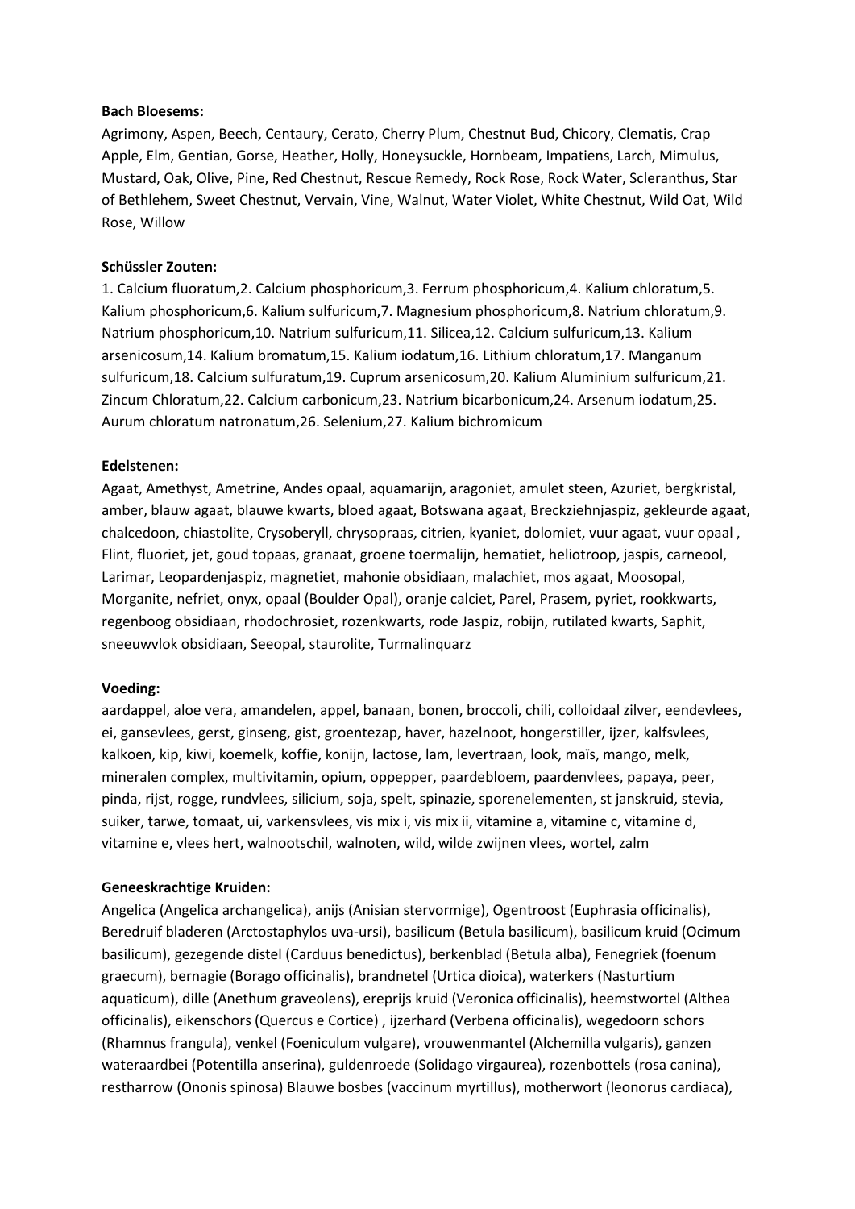**Bach Bloesems:**

Agrimony, Aspen, Beech, Centaury, Cerato, Cherry Plum, Chestnut Bud, Chicory, Clematis, Crap Apple, Elm, Gentian, Gorse, Heather, Holly, Honeysuckle, Hornbeam, Impatiens, Larch, Mimulus, Mustard, Oak, Olive, Pine, Red Chestnut, Rescue Remedy, Rock Rose, Rock Water, Scleranthus, Star of Bethlehem, Sweet Chestnut, Vervain, Vine, Walnut, Water Violet, White Chestnut, Wild Oat, Wild Rose, Willow

**Schüssler Zouten:**

1. Calcium fluoratum,2. Calcium phosphoricum,3. Ferrum phosphoricum,4. Kalium chloratum,5. Kalium phosphoricum,6. Kalium sulfuricum,7. Magnesium phosphoricum,8. Natrium chloratum,9. Natrium phosphoricum,10. Natrium sulfuricum,11. Silicea,12. Calcium sulfuricum,13. Kalium arsenicosum,14. Kalium bromatum,15. Kalium iodatum,16. Lithium chloratum,17. Manganum sulfuricum,18. Calcium sulfuratum,19. Cuprum arsenicosum,20. Kalium Aluminium sulfuricum,21. Zincum Chloratum,22. Calcium carbonicum,23. Natrium bicarbonicum,24. Arsenum iodatum,25. Aurum chloratum natronatum,26. Selenium,27. Kalium bichromicum

**Edelstenen:**

Agaat, Amethyst, Ametrine, Andes opaal, aquamarijn, aragoniet, amulet steen, Azuriet, bergkristal, amber, blauw agaat, blauwe kwarts, bloed agaat, Botswana agaat, Breckziehnjaspiz, gekleurde agaat, chalcedoon, chiastolite, Crysoberyll, chrysopraas, citrien, kyaniet, dolomiet, vuur agaat, vuur opaal , Flint, fluoriet, jet, goud topaas, granaat, groene toermalijn, hematiet, heliotroop, jaspis, carneool, Larimar, Leopardenjaspiz, magnetiet, mahonie obsidiaan, malachiet, mos agaat, Moosopal, Morganite, nefriet, onyx, opaal (Boulder Opal), oranje calciet, Parel, Prasem, pyriet, rookkwarts, regenboog obsidiaan, rhodochrosiet, rozenkwarts, rode Jaspiz, robijn, rutilated kwarts, Saphit, sneeuwvlok obsidiaan, Seeopal, staurolite, Turmalinquarz

**Voeding:**

aardappel, aloe vera, amandelen, appel, banaan, bonen, broccoli, chili, colloidaal zilver, eendevlees, ei, gansevlees, gerst, ginseng, gist, groentezap, haver, hazelnoot, hongerstiller, ijzer, kalfsvlees, kalkoen, kip, kiwi, koemelk, koffie, konijn, lactose, lam, levertraan, look, maïs, mango, melk, mineralen complex, multivitamin, opium, oppepper, paardebloem, paardenvlees, papaya, peer, pinda, rijst, rogge, rundvlees, silicium, soja, spelt, spinazie, sporenelementen, st janskruid, stevia, suiker, tarwe, tomaat, ui, varkensvlees, vis mix i, vis mix ii, vitamine a, vitamine c, vitamine d, vitamine e, vlees hert, walnootschil, walnoten, wild, wilde zwijnen vlees, wortel, zalm

**Geneeskrachtige Kruiden:**

Angelica (Angelica archangelica), anijs (Anisian stervormige), Ogentroost (Euphrasia officinalis), Beredruif bladeren (Arctostaphylos uva-ursi), basilicum (Betula basilicum), basilicum kruid (Ocimum basilicum), gezegende distel (Carduus benedictus), berkenblad (Betula alba), Fenegriek (foenum graecum), bernagie (Borago officinalis), brandnetel (Urtica dioica), waterkers (Nasturtium aquaticum), dille (Anethum graveolens), ereprijs kruid (Veronica officinalis), heemstwortel (Althea officinalis), eikenschors (Quercus e Cortice) , ijzerhard (Verbena officinalis), wegedoorn schors (Rhamnus frangula), venkel (Foeniculum vulgare), vrouwenmantel (Alchemilla vulgaris), ganzen wateraardbei (Potentilla anserina), guldenroede (Solidago virgaurea), rozenbottels (rosa canina), restharrow (Ononis spinosa) Blauwe bosbes (vaccinum myrtillus), motherwort (leonorus cardiaca),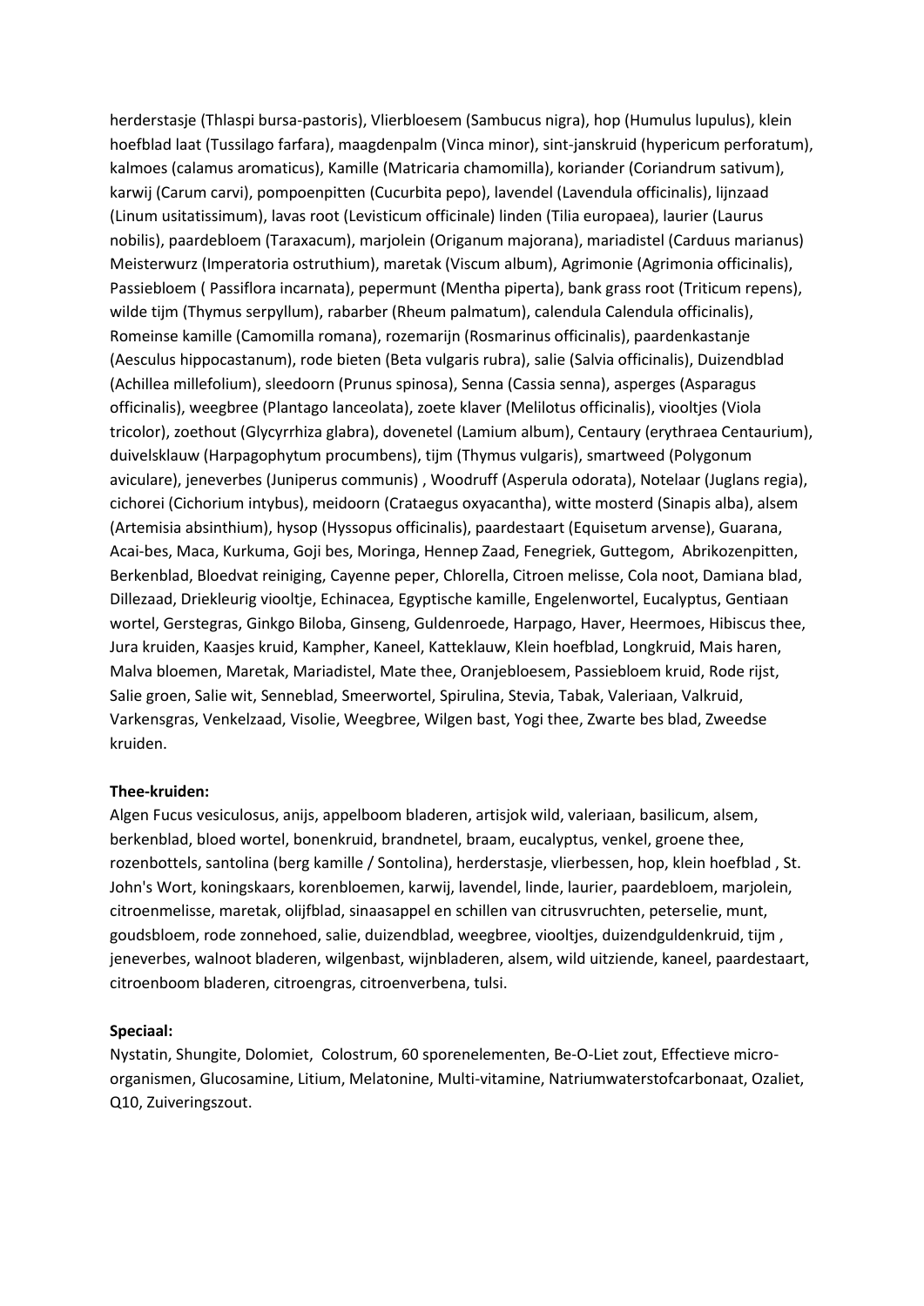herderstasje (Thlaspi bursa-pastoris), Vlierbloesem (Sambucus nigra), hop (Humulus lupulus), klein hoefblad laat (Tussilago farfara), maagdenpalm (Vinca minor), sint-janskruid (hypericum perforatum), kalmoes (calamus aromaticus), Kamille (Matricaria chamomilla), koriander (Coriandrum sativum), karwij (Carum carvi), pompoenpitten (Cucurbita pepo), lavendel (Lavendula officinalis), lijnzaad (Linum usitatissimum), lavas root (Levisticum officinale) linden (Tilia europaea), laurier (Laurus nobilis), paardebloem (Taraxacum), marjolein (Origanum majorana), mariadistel (Carduus marianus) Meisterwurz (Imperatoria ostruthium), maretak (Viscum album), Agrimonie (Agrimonia officinalis), Passiebloem ( Passiflora incarnata), pepermunt (Mentha piperta), bank grass root (Triticum repens), wilde tijm (Thymus serpyllum), rabarber (Rheum palmatum), calendula Calendula officinalis), Romeinse kamille (Camomilla romana), rozemarijn (Rosmarinus officinalis), paardenkastanje (Aesculus hippocastanum), rode bieten (Beta vulgaris rubra), salie (Salvia officinalis), Duizendblad (Achillea millefolium), sleedoorn (Prunus spinosa), Senna (Cassia senna), asperges (Asparagus officinalis), weegbree (Plantago lanceolata), zoete klaver (Melilotus officinalis), viooltjes (Viola tricolor), zoethout (Glycyrrhiza glabra), dovenetel (Lamium album), Centaury (erythraea Centaurium), duivelsklauw (Harpagophytum procumbens), tijm (Thymus vulgaris), smartweed (Polygonum aviculare), jeneverbes (Juniperus communis) , Woodruff (Asperula odorata), Notelaar (Juglans regia), cichorei (Cichorium intybus), meidoorn (Crataegus oxyacantha), witte mosterd (Sinapis alba), alsem (Artemisia absinthium), hysop (Hyssopus officinalis), paardestaart (Equisetum arvense), Guarana, Acai-bes, Maca, Kurkuma, Goji bes, Moringa, Hennep Zaad, Fenegriek, Guttegom, Abrikozenpitten, Berkenblad, Bloedvat reiniging, Cayenne peper, Chlorella, Citroen melisse, Cola noot, Damiana blad, Dillezaad, Driekleurig viooltje, Echinacea, Egyptische kamille, Engelenwortel, Eucalyptus, Gentiaan wortel, Gerstegras, Ginkgo Biloba, Ginseng, Guldenroede, Harpago, Haver, Heermoes, Hibiscus thee, Jura kruiden, Kaasjes kruid, Kampher, Kaneel, Katteklauw, Klein hoefblad, Longkruid, Mais haren, Malva bloemen, Maretak, Mariadistel, Mate thee, Oranjebloesem, Passiebloem kruid, Rode rijst, Salie groen, Salie wit, Senneblad, Smeerwortel, Spirulina, Stevia, Tabak, Valeriaan, Valkruid, Varkensgras, Venkelzaad, Visolie, Weegbree, Wilgen bast, Yogi thee, Zwarte bes blad, Zweedse kruiden.

**Thee-kruiden:**

Algen Fucus vesiculosus, anijs, appelboom bladeren, artisjok wild, valeriaan, basilicum, alsem, berkenblad, bloed wortel, bonenkruid, brandnetel, braam, eucalyptus, venkel, groene thee, rozenbottels, santolina (berg kamille / Sontolina), herderstasje, vlierbessen, hop, klein hoefblad , St. John's Wort, koningskaars, korenbloemen, karwij, lavendel, linde, laurier, paardebloem, marjolein, citroenmelisse, maretak, olijfblad, sinaasappel en schillen van citrusvruchten, peterselie, munt, goudsbloem, rode zonnehoed, salie, duizendblad, weegbree, viooltjes, duizendguldenkruid, tijm , jeneverbes, walnoot bladeren, wilgenbast, wijnbladeren, alsem, wild uitziende, kaneel, paardestaart, citroenboom bladeren, citroengras, citroenverbena, tulsi.

**Speciaal:**

Nystatin, Shungite, Dolomiet, Colostrum, 60 sporenelementen, Be-O-Liet zout, Effectieve micro-organismen, Glucosamine, Litium, Melatonine, Multi-vitamine, Natriumwaterstofcarbonaat, Ozaliet, Q10, Zuiveringszout.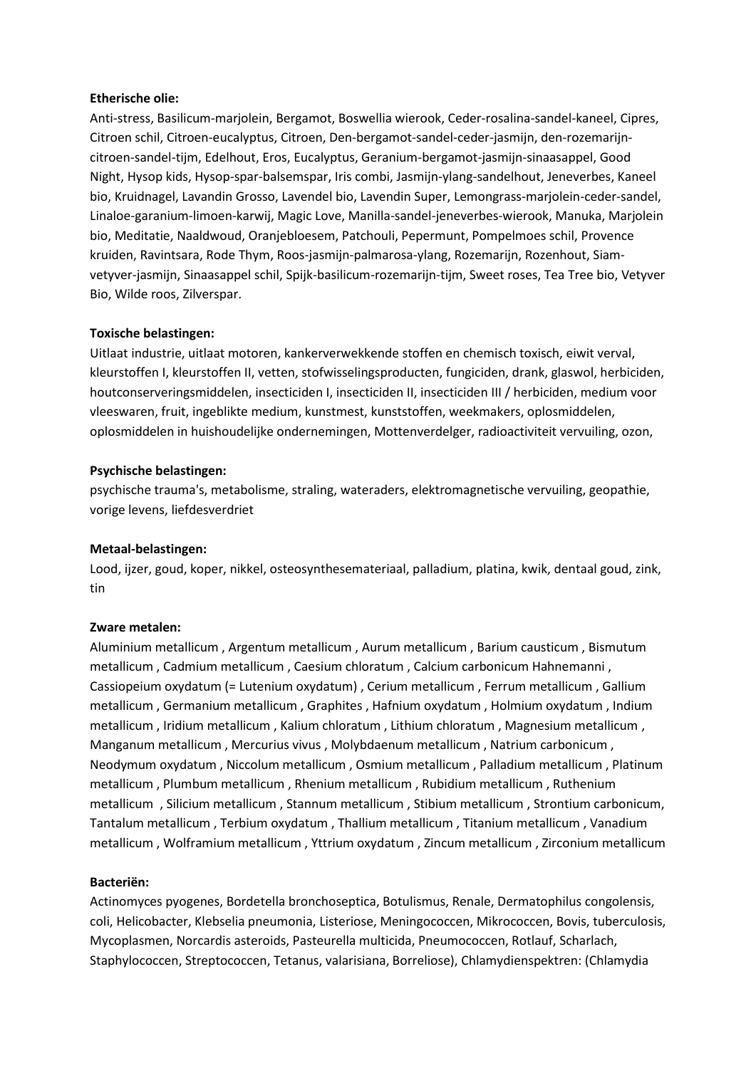**Etherische olie:**
Anti-stress, Basilicum-marjolein, Bergamot, Boswellia wierook, Ceder-rosalina-sandel-kaneel, Cipres, Citroen schil, Citroen-eucalyptus, Citroen, Den-bergamot-sandel-ceder-jasmijn, den-rozemarijn-citroen-sandel-tijm, Edelhout, Eros, Eucalyptus, Geranium-bergamot-jasmijn-sinaasappel, Good Night, Hysop kids, Hysop-spar-balsemspar, Iris combi, Jasmijn-ylang-sandelhout, Jeneverbes, Kaneel bio, Kruidnagel, Lavandin Grosso, Lavendel bio, Lavendin Super, Lemongrass-marjolein-ceder-sandel, Linaloe-garanium-limoen-karwij, Magic Love, Manilla-sandel-jeneverbes-wierook, Manuka, Marjolein bio, Meditatie, Naaldwoud, Oranjebloesem, Patchouli, Pepermunt, Pompelmoes schil, Provence kruiden, Ravintsara, Rode Thym, Roos-jasmijn-palmarosa-ylang, Rozemarijn, Rozenhout, Siam-vetyver-jasmijn, Sinaasappel schil, Spijk-basilicum-rozemarijn-tijm, Sweet roses, Tea Tree bio, Vetyver Bio, Wilde roos, Zilverspar.

**Toxische belastingen:**
Uitlaat industrie, uitlaat motoren, kankerverwekkende stoffen en chemisch toxisch, eiwit verval, kleurstoffen I, kleurstoffen II, vetten, stofwisselingsproducten, fungiciden, drank, glaswol, herbiciden, houtconserveringsmiddelen, insecticiden I, insecticiden II, insecticiden III / herbiciden, medium voor vleeswaren, fruit, ingeblikte medium, kunstmest, kunststoffen, weekmakers, oplosmiddelen, oplosmiddelen in huishoudelijke ondernemingen, Mottenverdelger, radioactiviteit vervuiling, ozon,

**Psychische belastingen:**
psychische trauma's, metabolisme, straling, wateraders, elektromagnetische vervuiling, geopathie, vorige levens, liefdesverdriet

**Metaal-belastingen:**
Lood, ijzer, goud, koper, nikkel, osteosynthesemateriaal, palladium, platina, kwik, dentaal goud, zink, tin

**Zware metalen:**
Aluminium metallicum , Argentum metallicum , Aurum metallicum , Barium causticum , Bismutum metallicum , Cadmium metallicum , Caesium chloratum , Calcium carbonicum Hahnemanni , Cassiopeium oxydatum (= Lutenium oxydatum) , Cerium metallicum , Ferrum metallicum , Gallium metallicum , Germanium metallicum , Graphites , Hafnium oxydatum , Holmium oxydatum , Indium metallicum , Iridium metallicum , Kalium chloratum , Lithium chloratum , Magnesium metallicum , Manganum metallicum , Mercurius vivus , Molybdaenum metallicum , Natrium carbonicum , Neodymum oxydatum , Niccolum metallicum , Osmium metallicum , Palladium metallicum , Platinum metallicum , Plumbum metallicum , Rhenium metallicum , Rubidium metallicum , Ruthenium metallicum , Silicium metallicum , Stannum metallicum , Stibium metallicum , Strontium carbonicum, Tantalum metallicum , Terbium oxydatum , Thallium metallicum , Titanium metallicum , Vanadium metallicum , Wolframium metallicum , Yttrium oxydatum , Zincum metallicum , Zirconium metallicum

**Bacteriën:**
Actinomyces pyogenes, Bordetella bronchoseptica, Botulismus, Renale, Dermatophilus congolensis, coli, Helicobacter, Klebselia pneumonia, Listeriose, Meningococcen, Mikrococcen, Bovis, tuberculosis, Mycoplasmen, Norcardis asteroids, Pasteurella multicida, Pneumococcen, Rotlauf, Scharlach, Staphylococcen, Streptococcen, Tetanus, valarisiana, Borreliose), Chlamydienspektren: (Chlamydia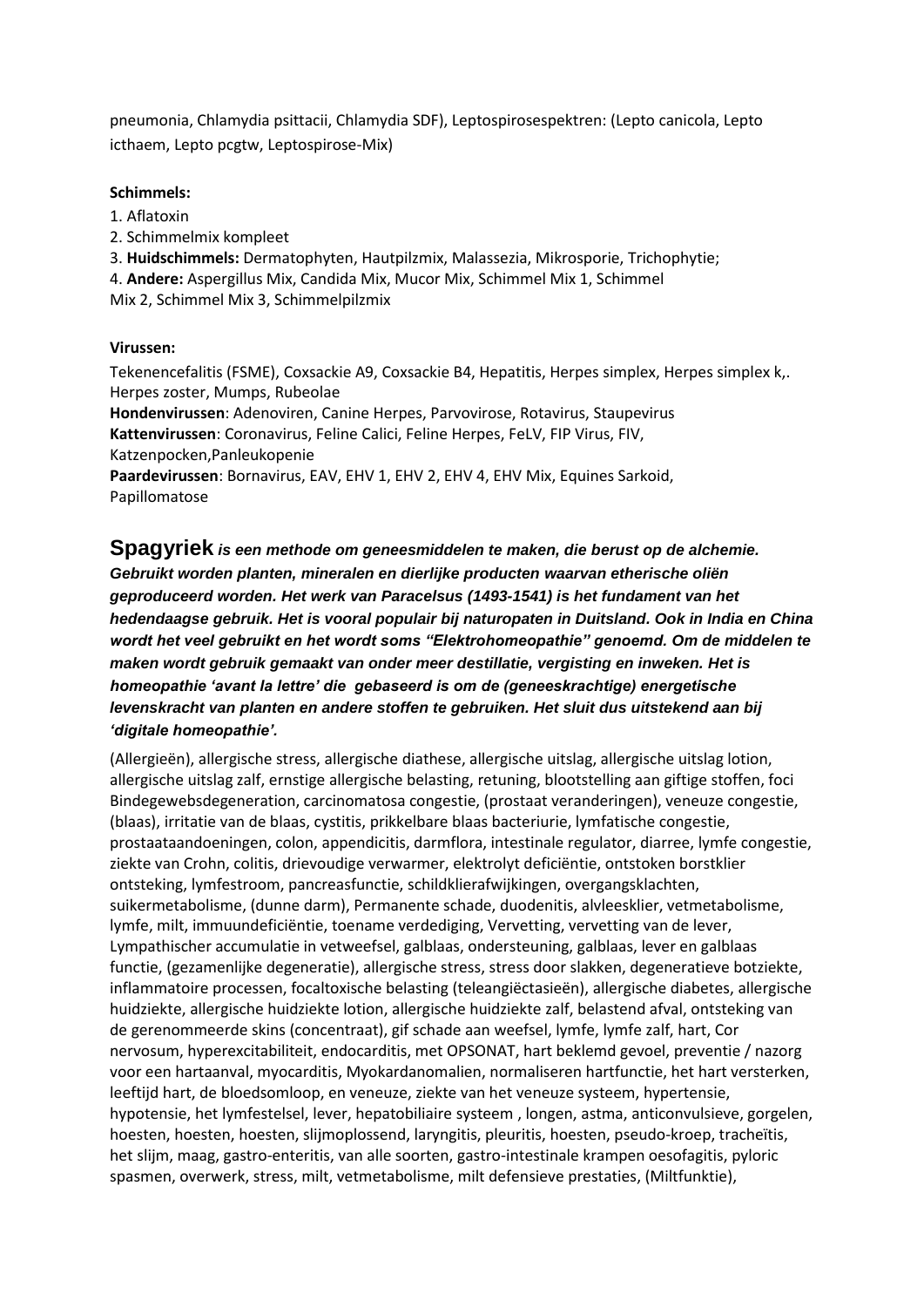pneumonia, Chlamydia psittacii, Chlamydia SDF), Leptospirosespektren: (Lepto canicola, Lepto icthaem, Lepto pcgtw, Leptospirose-Mix)

**Schimmels:**

1. Aflatoxin
2. Schimmelmix kompleet
3. **Huidschimmels:** Dermatophyten, Hautpilzmix, Malassezia, Mikrosporie, Trichophytie;
4. **Andere:** Aspergillus Mix, Candida Mix, Mucor Mix, Schimmel Mix 1, Schimmel Mix 2, Schimmel Mix 3, Schimmelpilzmix

**Virussen:**

Tekenencefalitis (FSME), Coxsackie A9, Coxsackie B4, Hepatitis, Herpes simplex, Herpes simplex k,. Herpes zoster, Mumps, Rubeolae
**Hondenvirussen**: Adenoviren, Canine Herpes, Parvovirose, Rotavirus, Staupevirus
**Kattenvirussen**: Coronavirus, Feline Calici, Feline Herpes, FeLV, FIP Virus, FIV, Katzenpocken,Panleukopenie
**Paardevirussen**: Bornavirus, EAV, EHV 1, EHV 2, EHV 4, EHV Mix, Equines Sarkoid, Papillomatose

**Spagyriek** ***is een methode om geneesmiddelen te maken, die berust op de alchemie. Gebruikt worden planten, mineralen en dierlijke producten waarvan etherische oliën geproduceerd worden. Het werk van Paracelsus (1493-1541) is het fundament van het hedendaagse gebruik. Het is vooral populair bij naturopaten in Duitsland. Ook in India en China wordt het veel gebruikt en het wordt soms "Elektrohomeopathie" genoemd. Om de middelen te maken wordt gebruik gemaakt van onder meer destillatie, vergisting en inweken. Het is homeopathie 'avant la lettre' die gebaseerd is om de (geneeskrachtige) energetische levenskracht van planten en andere stoffen te gebruiken. Het sluit dus uitstekend aan bij 'digitale homeopathie'.***

(Allergieën), allergische stress, allergische diathese, allergische uitslag, allergische uitslag lotion, allergische uitslag zalf, ernstige allergische belasting, retuning, blootstelling aan giftige stoffen, foci Bindegewebsdegeneration, carcinomatosa congestie, (prostaat veranderingen), veneuze congestie, (blaas), irritatie van de blaas, cystitis, prikkelbare blaas bacteriurie, lymfatische congestie, prostaataandoeningen, colon, appendicitis, darmflora, intestinale regulator, diarree, lymfe congestie, ziekte van Crohn, colitis, drievoudige verwarmer, elektrolyt deficiëntie, ontstoken borstklier ontsteking, lymfestroom, pancreasfunctie, schildklierafwijkingen, overgangsklachten, suikermetabolisme, (dunne darm), Permanente schade, duodenitis, alvleesklier, vetmetabolisme, lymfe, milt, immuundeficiëntie, toename verdediging, Vervetting, vervetting van de lever, Lympathischer accumulatie in vetweefsel, galblaas, ondersteuning, galblaas, lever en galblaas functie, (gezamenlijke degeneratie), allergische stress, stress door slakken, degeneratieve botziekte, inflammatoire processen, focaltoxische belasting (teleangiëctasieën), allergische diabetes, allergische huidziekte, allergische huidziekte lotion, allergische huidziekte zalf, belastend afval, ontsteking van de gerenommeerde skins (concentraat), gif schade aan weefsel, lymfe, lymfe zalf, hart, Cor nervosum, hyperexcitabiliteit, endocarditis, met OPSONAT, hart beklemd gevoel, preventie / nazorg voor een hartaanval, myocarditis, Myokardanomalien, normaliseren hartfunctie, het hart versterken, leeftijd hart, de bloedsomloop, en veneuze, ziekte van het veneuze systeem, hypertensie, hypotensie, het lymfestelsel, lever, hepatobiliaire systeem , longen, astma, anticonvulsieve, gorgelen, hoesten, hoesten, hoesten, slijmoplossend, laryngitis, pleuritis, hoesten, pseudo-kroep, tracheïtis, het slijm, maag, gastro-enteritis, van alle soorten, gastro-intestinale krampen oesofagitis, pyloric spasmen, overwerk, stress, milt, vetmetabolisme, milt defensieve prestaties, (Miltfunktie),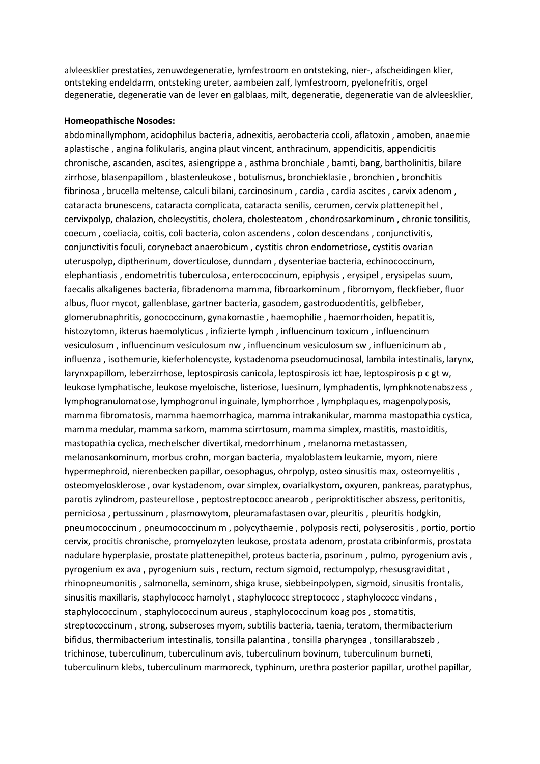alvleesklier prestaties, zenuwdegeneratie, lymfestroom en ontsteking, nier-, afscheidingen klier, ontsteking endeldarm, ontsteking ureter, aambeien zalf, lymfestroom, pyelonefritis, orgel degeneratie, degeneratie van de lever en galblaas, milt, degeneratie, degeneratie van de alvleesklier,

**Homeopathische Nosodes:**

abdominallymphom, acidophilus bacteria, adnexitis, aerobacteria ccoli, aflatoxin , amoben, anaemie aplastische , angina folikularis, angina plaut vincent, anthracinum, appendicitis, appendicitis chronische, ascanden, ascites, asiengrippe a , asthma bronchiale , bamti, bang, bartholinitis, bilare zirrhose, blasenpapillom , blastenleukose , botulismus, bronchieklasie , bronchien , bronchitis fibrinosa , brucella meltense, calculi bilani, carcinosinum , cardia , cardia ascites , carvix adenom , cataracta brunescens, cataracta complicata, cataracta senilis, cerumen, cervix plattenepithel , cervixpolyp, chalazion, cholecystitis, cholera, cholesteatom , chondrosarkominum , chronic tonsilitis, coecum , coeliacia, coitis, coli bacteria, colon ascendens , colon descendans , conjunctivitis, conjunctivitis foculi, corynebact anaerobicum , cystitis chron endometriose, cystitis ovarian uteruspolyp, diptherinum, doverticulose, dunndam , dysenteriae bacteria, echinococcinum, elephantiasis , endometritis tuberculosa, enterococcinum, epiphysis , erysipel , erysipelas suum, faecalis alkaligenes bacteria, fibradenoma mamma, fibroarkominum , fibromyom, fleckfieber, fluor albus, fluor mycot, gallenblase, gartner bacteria, gasodem, gastroduodentitis, gelbfieber, glomerubnaphritis, gonococcinum, gynakomastie , haemophilie , haemorrhoiden, hepatitis, histozytomn, ikterus haemolyticus , infizierte lymph , influencinum toxicum , influencinum vesiculosum , influencinum vesiculosum nw , influencinum vesiculosum sw , influenicinum ab , influenza , isothemurie, kieferholencyste, kystadenoma pseudomucinosal, lambila intestinalis, larynx, larynxpapillom, leberzirrhose, leptospirosis canicola, leptospirosis ict hae, leptospirosis p c gt w, leukose lymphatische, leukose myeloische, listeriose, luesinum, lymphadentis, lymphknotenabszess , lymphogranulomatose, lymphogronul inguinale, lymphorrhoe , lymphplaques, magenpolyposis, mamma fibromatosis, mamma haemorrhagica, mamma intrakanikular, mamma mastopathia cystica, mamma medular, mamma sarkom, mamma scirrtosum, mamma simplex, mastitis, mastoiditis, mastopathia cyclica, mechelscher divertikal, medorrhinum , melanoma metastassen, melanosankominum, morbus crohn, morgan bacteria, myaloblastem leukamie, myom, niere hypermephroid, nierenbecken papillar, oesophagus, ohrpolyp, osteo sinusitis max, osteomyelitis , osteomyelosklerose , ovar kystadenom, ovar simplex, ovarialkystom, oxyuren, pankreas, paratyphus, parotis zylindrom, pasteurellose , peptostreptococc anearob , periproktitischer abszess, peritonitis, perniciosa , pertussinum , plasmowytom, pleuramafastasen ovar, pleuritis , pleuritis hodgkin, pneumococcinum , pneumococcinum m , polycythaemie , polyposis recti, polyserositis , portio, portio cervix, procitis chronische, promyelozyten leukose, prostata adenom, prostata cribinformis, prostata nadulare hyperplasie, prostate plattenepithel, proteus bacteria, psorinum , pulmo, pyrogenium avis , pyrogenium ex ava , pyrogenium suis , rectum, rectum sigmoid, rectumpolyp, rhesusgraviditat , rhinopneumonitis , salmonella, seminom, shiga kruse, siebbeinpolypen, sigmoid, sinusitis frontalis, sinusitis maxillaris, staphylococc hamolyt , staphylococc streptococc , staphylococc vindans , staphylococcinum , staphylococcinum aureus , staphylococcinum koag pos , stomatitis, streptococcinum , strong, subseroses myom, subtilis bacteria, taenia, teratom, thermibacterium bifidus, thermibacterium intestinalis, tonsilla palantina , tonsilla pharyngea , tonsillarabszeb , trichinose, tuberculinum, tuberculinum avis, tuberculinum bovinum, tuberculinum burneti, tuberculinum klebs, tuberculinum marmoreck, typhinum, urethra posterior papillar, urothel papillar,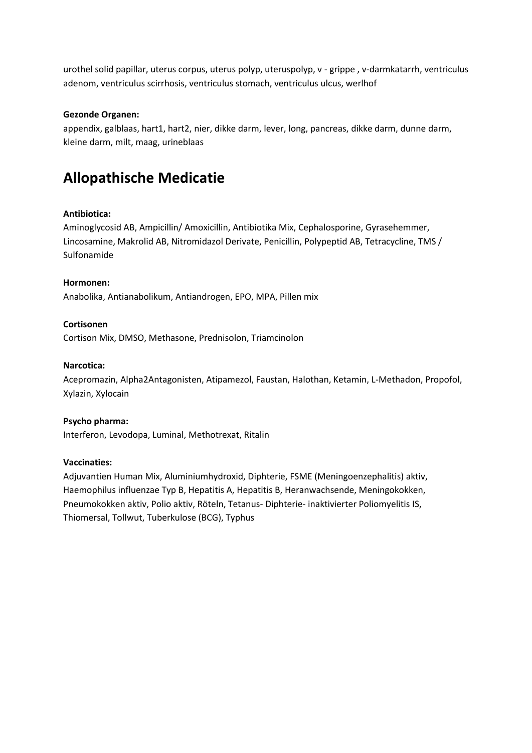urothel solid papillar, uterus corpus, uterus polyp, uteruspolyp, v - grippe , v-darmkatarrh, ventriculus adenom, ventriculus scirrhosis, ventriculus stomach, ventriculus ulcus, werlhof

**Gezonde Organen:**
appendix, galblaas, hart1, hart2, nier, dikke darm, lever, long, pancreas, dikke darm, dunne darm, kleine darm, milt, maag, urineblaas

# Allopathische Medicatie

**Antibiotica:**
Aminoglycosid AB, Ampicillin/ Amoxicillin, Antibiotika Mix, Cephalosporine, Gyrasehemmer, Lincosamine, Makrolid AB, Nitromidazol Derivate, Penicillin, Polypeptid AB, Tetracycline, TMS / Sulfonamide

**Hormonen:**
Anabolika, Antianabolikum, Antiandrogen, EPO, MPA, Pillen mix

**Cortisonen**
Cortison Mix, DMSO, Methasone, Prednisolon, Triamcinolon

**Narcotica:**
Acepromazin, Alpha2Antagonisten, Atipamezol, Faustan, Halothan, Ketamin, L-Methadon, Propofol, Xylazin, Xylocain

**Psycho pharma:**
Interferon, Levodopa, Luminal, Methotrexat, Ritalin

**Vaccinaties:**
Adjuvantien Human Mix, Aluminiumhydroxid, Diphterie, FSME (Meningoenzephalitis) aktiv, Haemophilus influenzae Typ B, Hepatitis A, Hepatitis B, Heranwachsende, Meningokokken, Pneumokokken aktiv, Polio aktiv, Röteln, Tetanus- Diphterie- inaktivierter Poliomyelitis IS, Thiomersal, Tollwut, Tuberkulose (BCG), Typhus